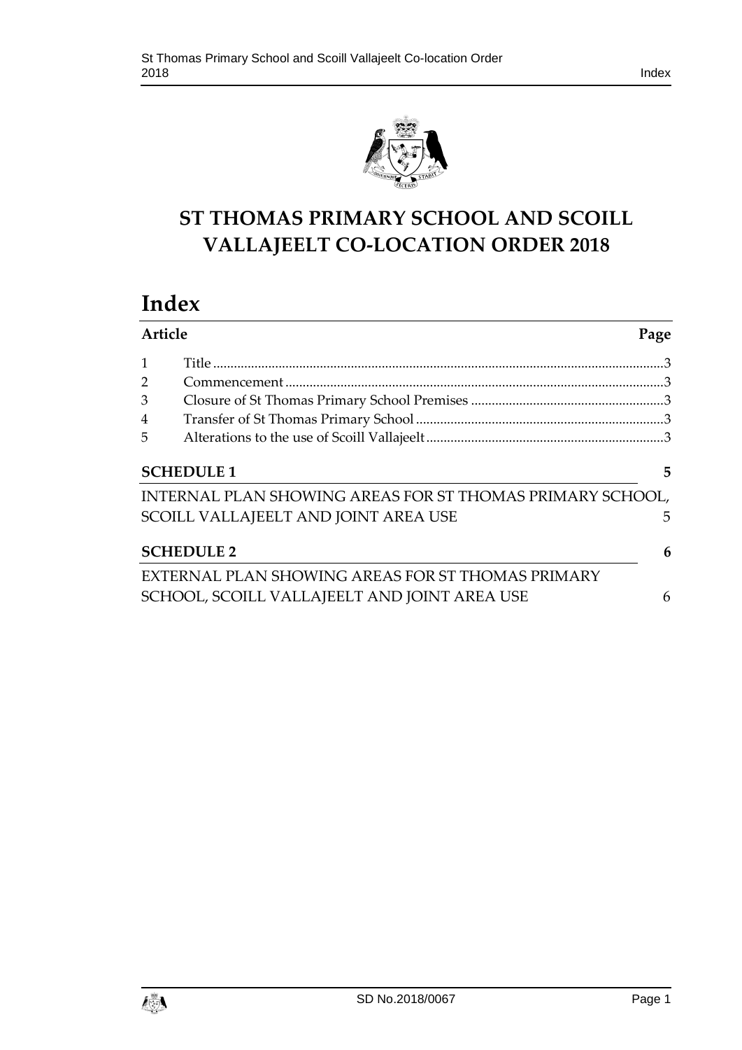# ST THOMAS PRIMARY SCHOOL AND SCOILL VALLAJEELT CO-LOCATION ORDER 2018

# Index

| Article | | Page |
|---|---|---|
| 1 | Title | 3 |
| 2 | Commencement | 3 |
| 3 | Closure of St Thomas Primary School Premises | 3 |
| 4 | Transfer of St Thomas Primary School | 3 |
| 5 | Alterations to the use of Scoill Vallajeelt | 3 |

**SCHEDULE 1** 5

INTERNAL PLAN SHOWING AREAS FOR ST THOMAS PRIMARY SCHOOL, SCOILL VALLAJEELT AND JOINT AREA USE 5

**SCHEDULE 2** 6

EXTERNAL PLAN SHOWING AREAS FOR ST THOMAS PRIMARY SCHOOL, SCOILL VALLAJEELT AND JOINT AREA USE 6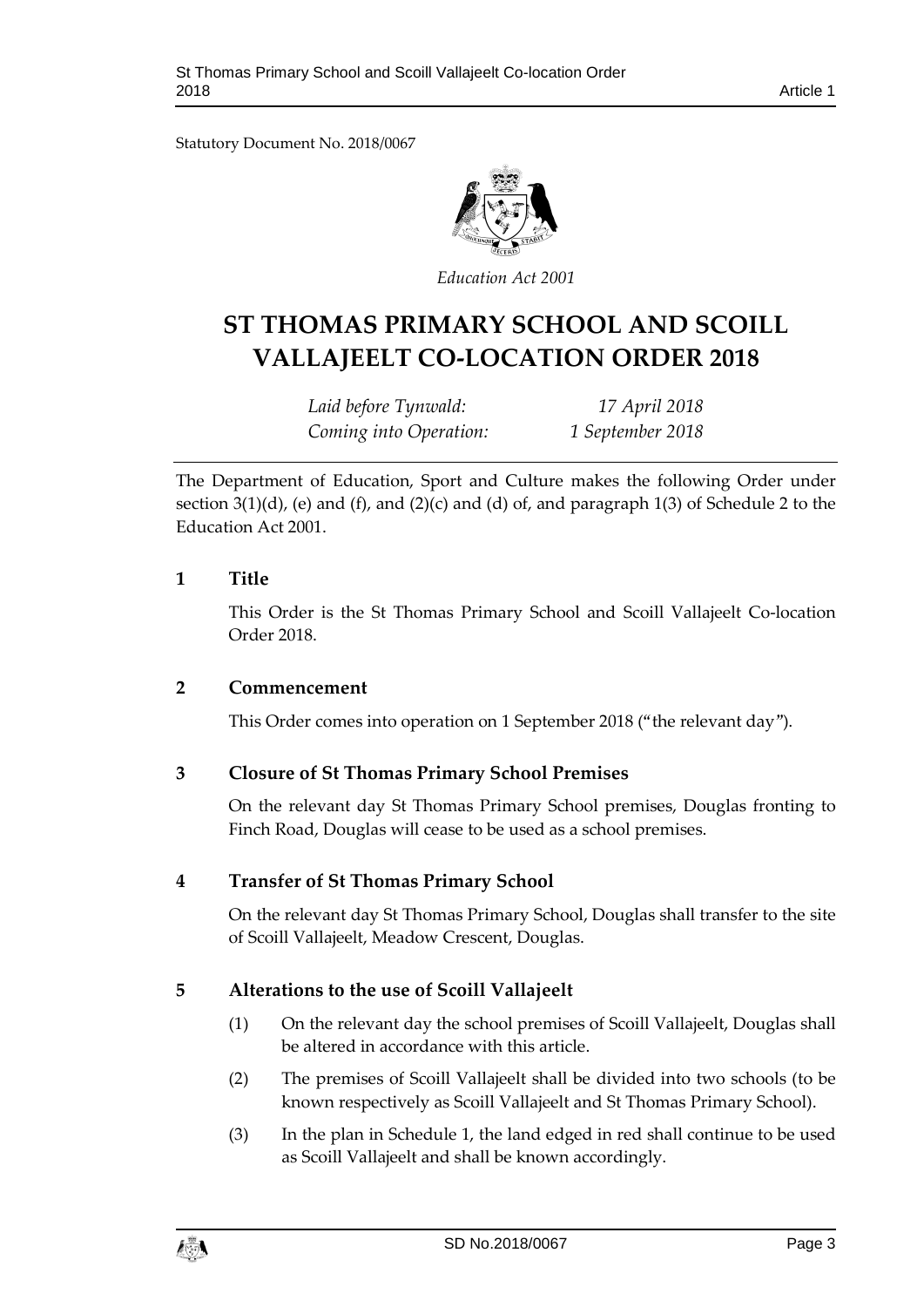Statutory Document No. 2018/0067

*Education Act 2001*

# ST THOMAS PRIMARY SCHOOL AND SCOILL VALLAJEELT CO-LOCATION ORDER 2018

| | |
|---|---|
| *Laid before Tynwald:* | *17 April 2018* |
| *Coming into Operation:* | *1 September 2018* |

The Department of Education, Sport and Culture makes the following Order under section 3(1)(d), (e) and (f), and (2)(c) and (d) of, and paragraph 1(3) of Schedule 2 to the Education Act 2001.

## 1 Title

This Order is the St Thomas Primary School and Scoill Vallajeelt Co-location Order 2018.

## 2 Commencement

This Order comes into operation on 1 September 2018 ("the relevant day").

## 3 Closure of St Thomas Primary School Premises

On the relevant day St Thomas Primary School premises, Douglas fronting to Finch Road, Douglas will cease to be used as a school premises.

## 4 Transfer of St Thomas Primary School

On the relevant day St Thomas Primary School, Douglas shall transfer to the site of Scoill Vallajeelt, Meadow Crescent, Douglas.

## 5 Alterations to the use of Scoill Vallajeelt

(1) On the relevant day the school premises of Scoill Vallajeelt, Douglas shall be altered in accordance with this article.

(2) The premises of Scoill Vallajeelt shall be divided into two schools (to be known respectively as Scoill Vallajeelt and St Thomas Primary School).

(3) In the plan in Schedule 1, the land edged in red shall continue to be used as Scoill Vallajeelt and shall be known accordingly.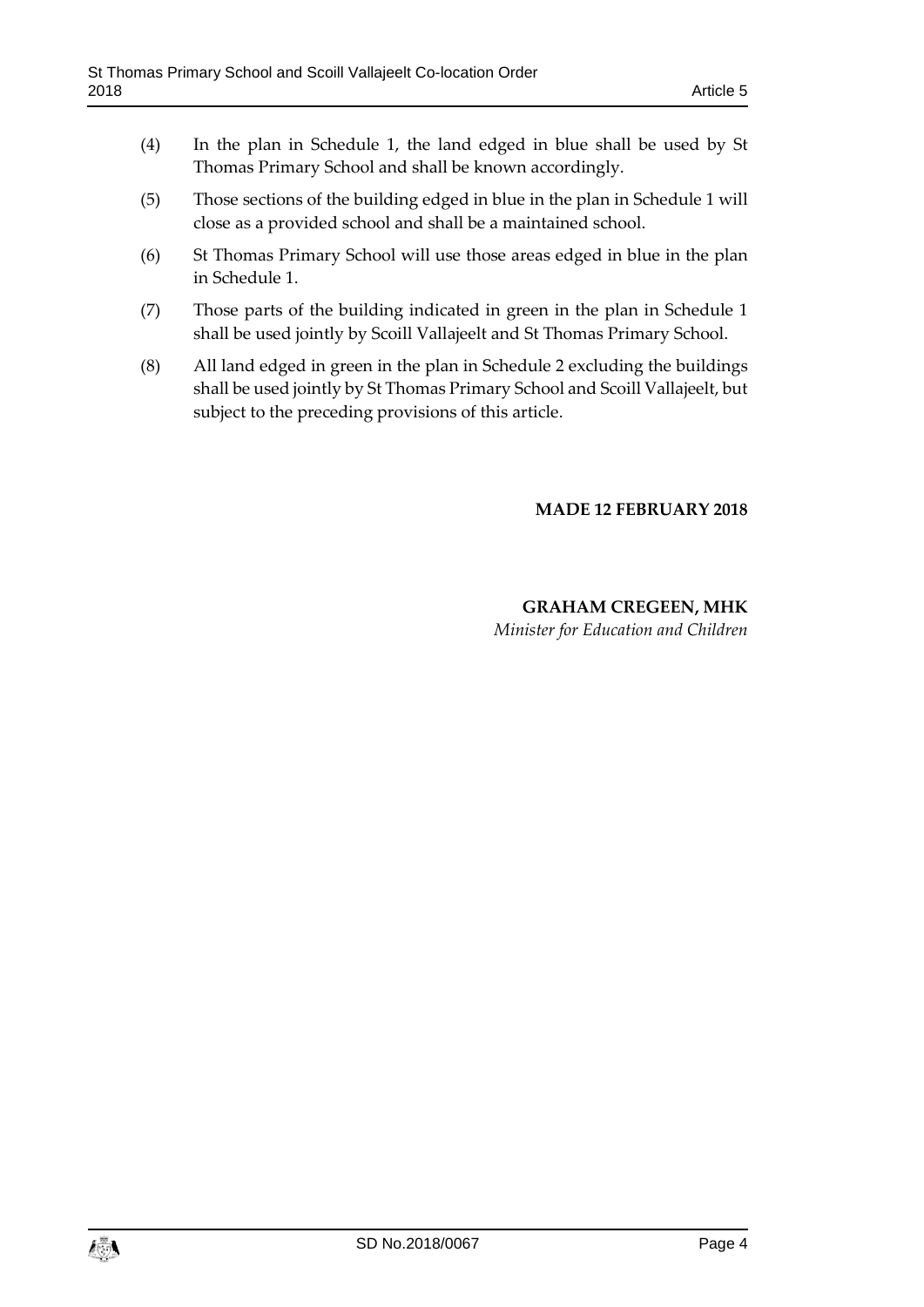(4) In the plan in Schedule 1, the land edged in blue shall be used by St Thomas Primary School and shall be known accordingly.

(5) Those sections of the building edged in blue in the plan in Schedule 1 will close as a provided school and shall be a maintained school.

(6) St Thomas Primary School will use those areas edged in blue in the plan in Schedule 1.

(7) Those parts of the building indicated in green in the plan in Schedule 1 shall be used jointly by Scoill Vallajeelt and St Thomas Primary School.

(8) All land edged in green in the plan in Schedule 2 excluding the buildings shall be used jointly by St Thomas Primary School and Scoill Vallajeelt, but subject to the preceding provisions of this article.

**MADE 12 FEBRUARY 2018**

**GRAHAM CREGEEN, MHK**
*Minister for Education and Children*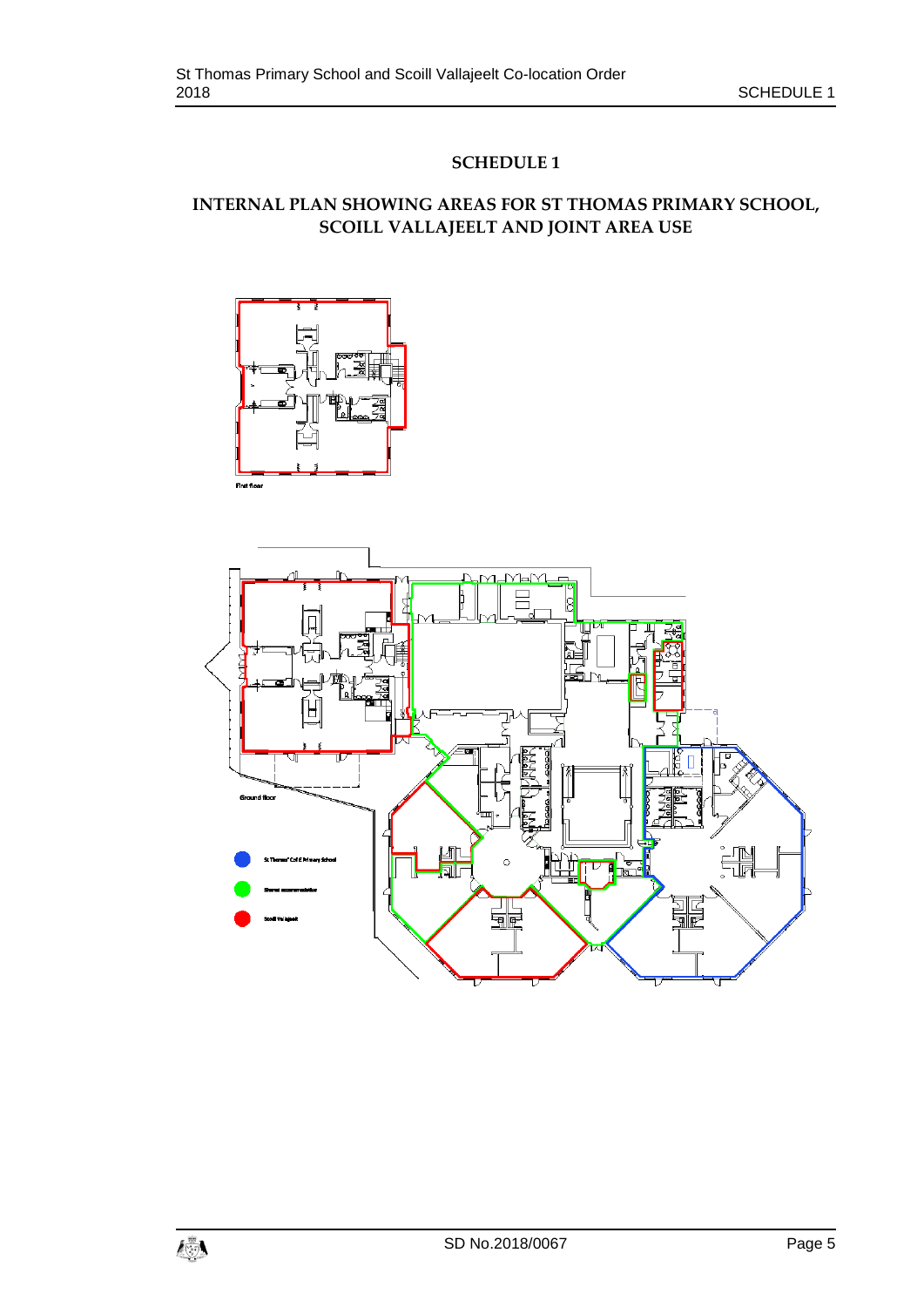# SCHEDULE 1

## INTERNAL PLAN SHOWING AREAS FOR ST THOMAS PRIMARY SCHOOL, SCOILL VALLAJEELT AND JOINT AREA USE

First floor

Ground floor

St Thomas' C of E Primary School

Shared accommodation

Scoill Vallajeelt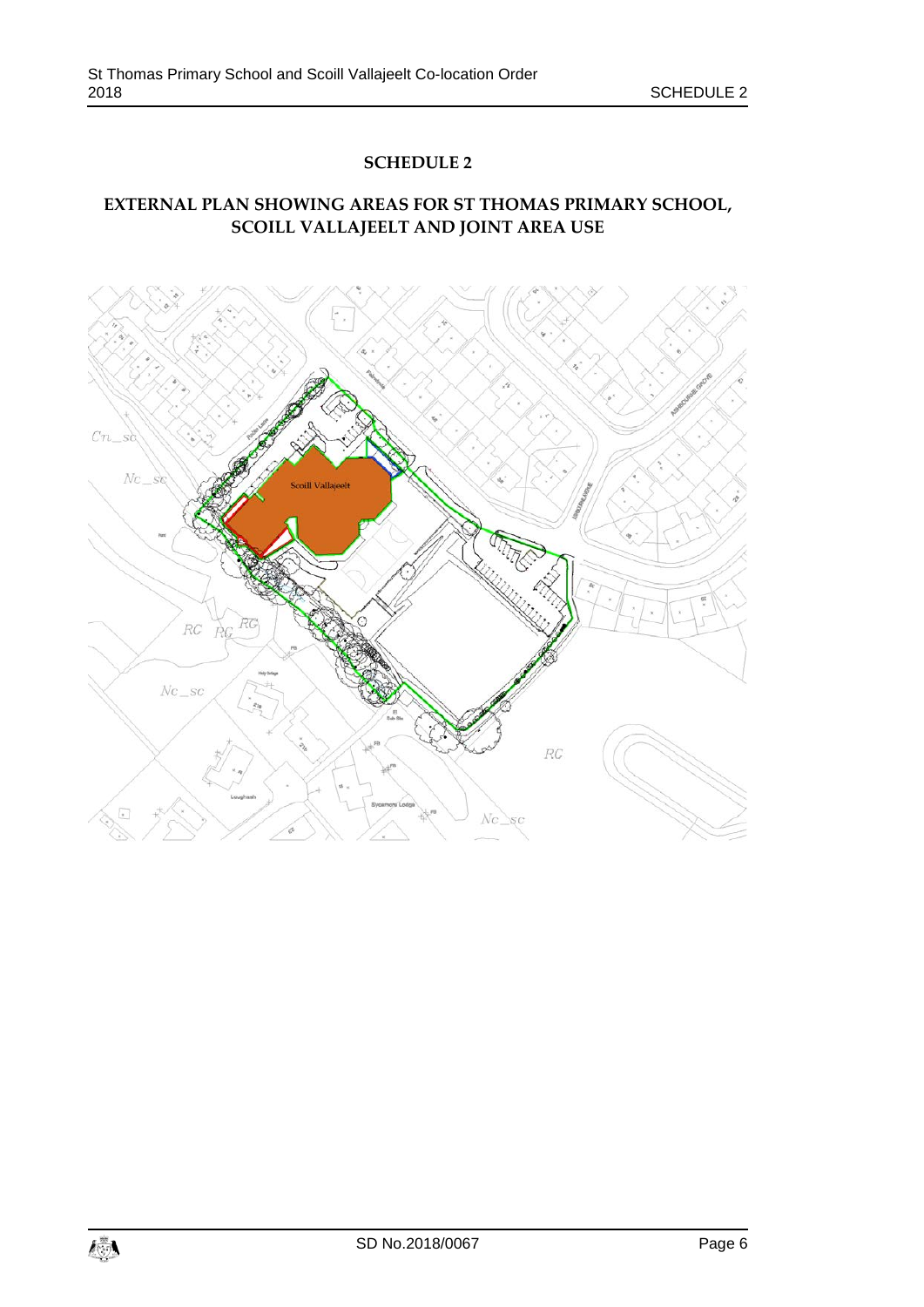## SCHEDULE 2

### EXTERNAL PLAN SHOWING AREAS FOR ST THOMAS PRIMARY SCHOOL, SCOILL VALLAJEELT AND JOINT AREA USE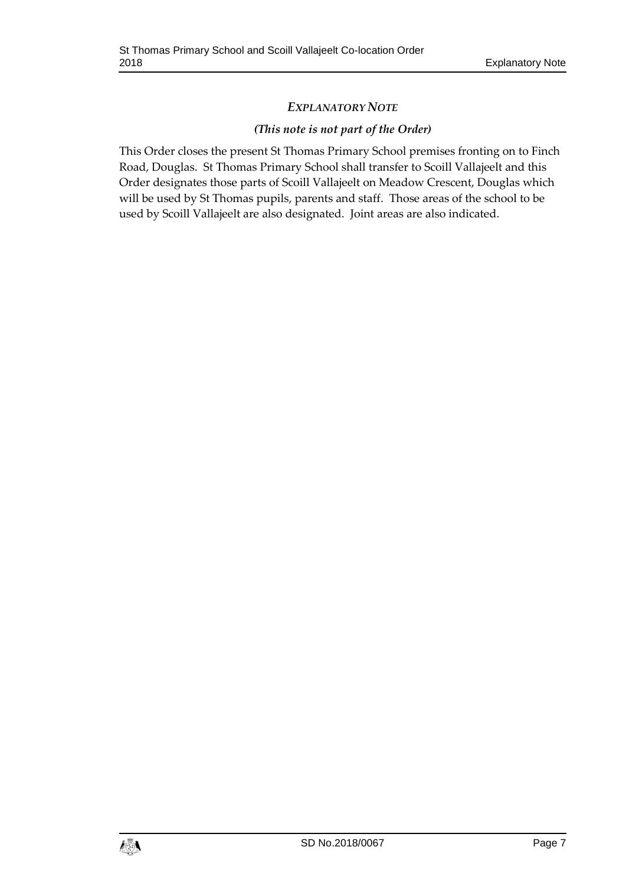## *EXPLANATORY NOTE*

***(This note is not part of the Order)***

This Order closes the present St Thomas Primary School premises fronting on to Finch Road, Douglas. St Thomas Primary School shall transfer to Scoill Vallajeelt and this Order designates those parts of Scoill Vallajeelt on Meadow Crescent, Douglas which will be used by St Thomas pupils, parents and staff. Those areas of the school to be used by Scoill Vallajeelt are also designated. Joint areas are also indicated.